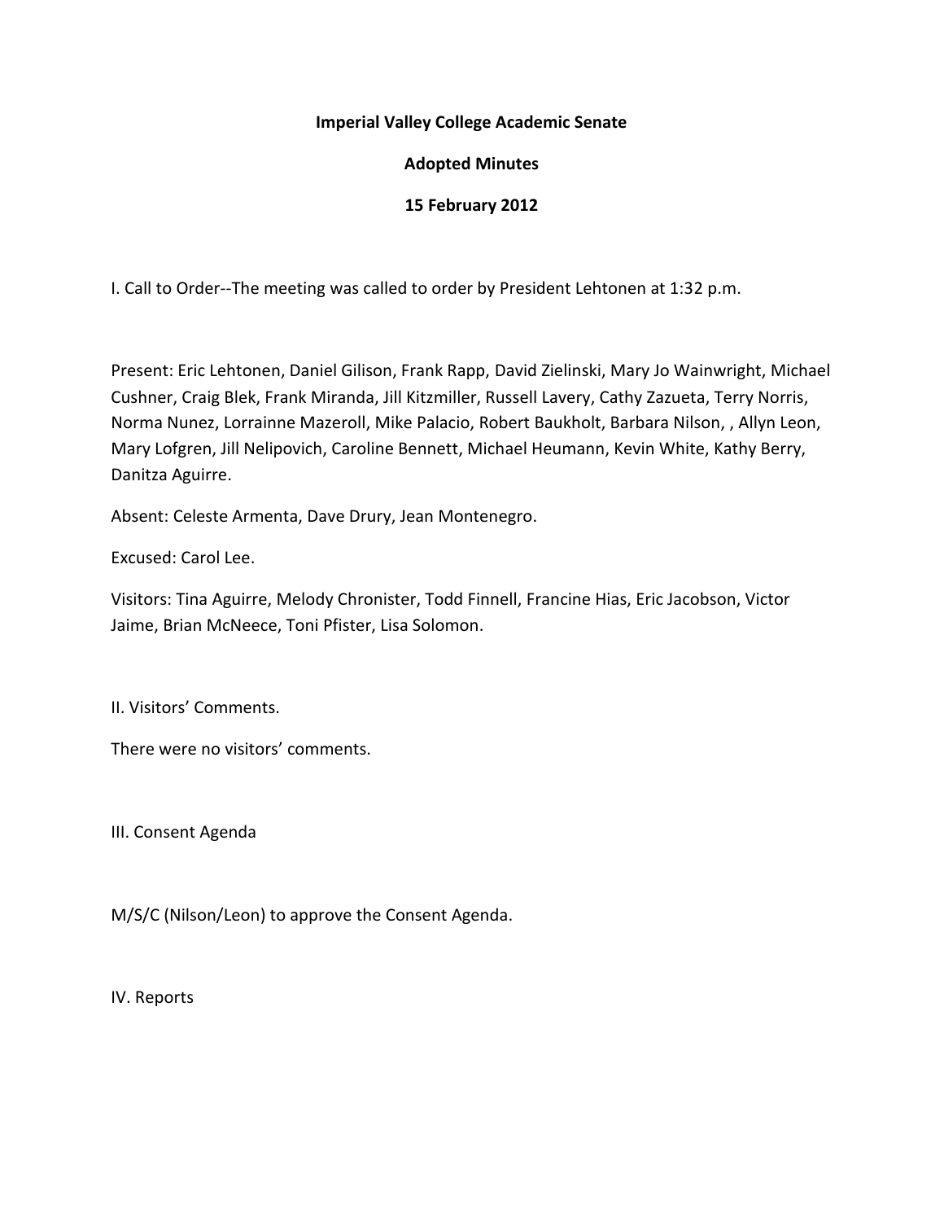**Imperial Valley College Academic Senate**

**Adopted Minutes**

**15 February 2012**

I. Call to Order--The meeting was called to order by President Lehtonen at 1:32 p.m.

Present: Eric Lehtonen, Daniel Gilison, Frank Rapp, David Zielinski, Mary Jo Wainwright, Michael Cushner, Craig Blek, Frank Miranda, Jill Kitzmiller, Russell Lavery, Cathy Zazueta, Terry Norris, Norma Nunez, Lorrainne Mazeroll, Mike Palacio, Robert Baukholt, Barbara Nilson, , Allyn Leon, Mary Lofgren, Jill Nelipovich, Caroline Bennett, Michael Heumann, Kevin White, Kathy Berry, Danitza Aguirre.

Absent: Celeste Armenta, Dave Drury, Jean Montenegro.

Excused: Carol Lee.

Visitors: Tina Aguirre, Melody Chronister, Todd Finnell, Francine Hias, Eric Jacobson, Victor Jaime, Brian McNeece, Toni Pfister, Lisa Solomon.

II. Visitors' Comments.

There were no visitors' comments.

III. Consent Agenda

M/S/C (Nilson/Leon) to approve the Consent Agenda.

IV. Reports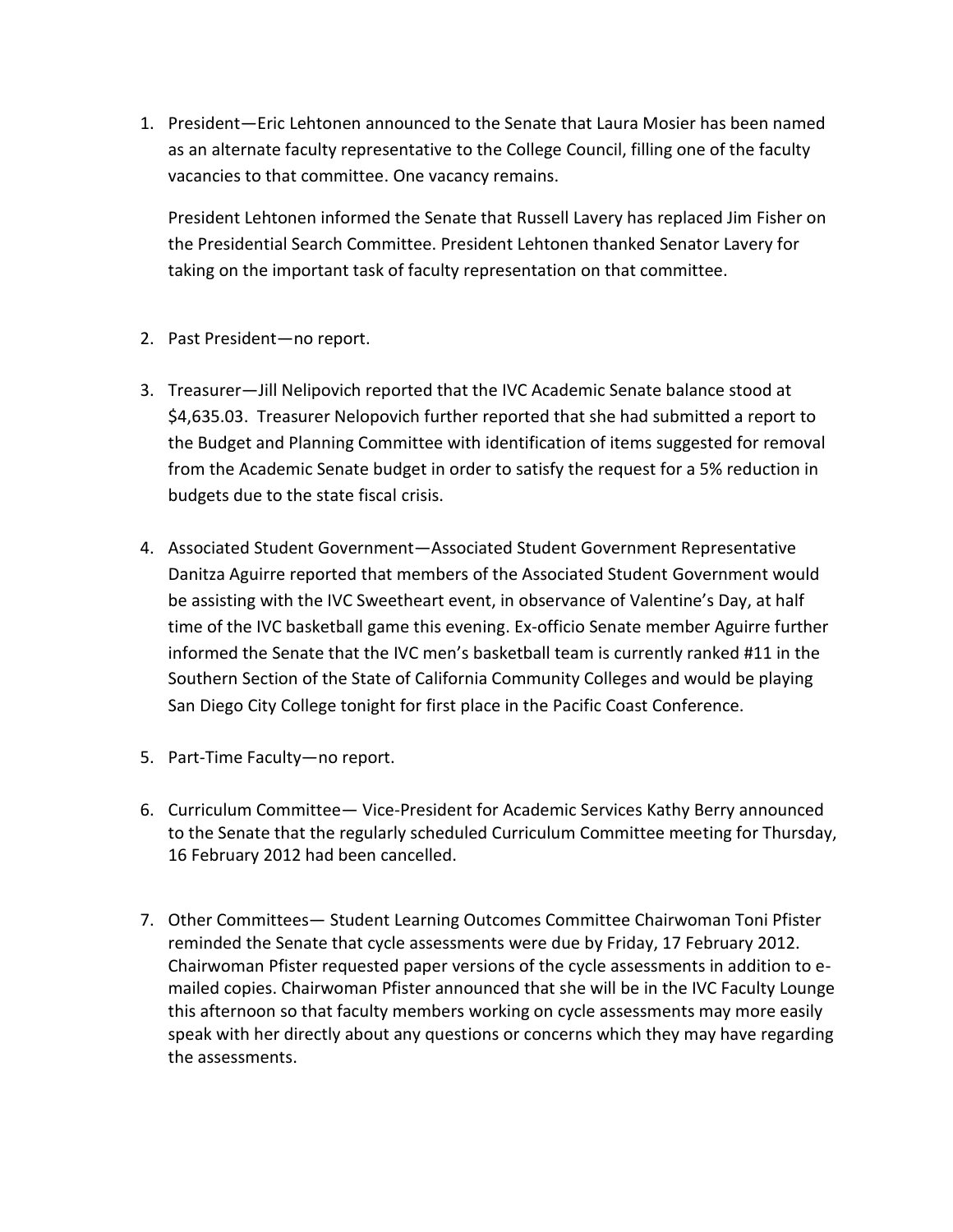1. President—Eric Lehtonen announced to the Senate that Laura Mosier has been named as an alternate faculty representative to the College Council, filling one of the faculty vacancies to that committee. One vacancy remains.

   President Lehtonen informed the Senate that Russell Lavery has replaced Jim Fisher on the Presidential Search Committee. President Lehtonen thanked Senator Lavery for taking on the important task of faculty representation on that committee.

2. Past President—no report.

3. Treasurer—Jill Nelipovich reported that the IVC Academic Senate balance stood at $4,635.03. Treasurer Nelopovich further reported that she had submitted a report to the Budget and Planning Committee with identification of items suggested for removal from the Academic Senate budget in order to satisfy the request for a 5% reduction in budgets due to the state fiscal crisis.

4. Associated Student Government—Associated Student Government Representative Danitza Aguirre reported that members of the Associated Student Government would be assisting with the IVC Sweetheart event, in observance of Valentine's Day, at half time of the IVC basketball game this evening. Ex-officio Senate member Aguirre further informed the Senate that the IVC men's basketball team is currently ranked #11 in the Southern Section of the State of California Community Colleges and would be playing San Diego City College tonight for first place in the Pacific Coast Conference.

5. Part-Time Faculty—no report.

6. Curriculum Committee— Vice-President for Academic Services Kathy Berry announced to the Senate that the regularly scheduled Curriculum Committee meeting for Thursday, 16 February 2012 had been cancelled.

7. Other Committees— Student Learning Outcomes Committee Chairwoman Toni Pfister reminded the Senate that cycle assessments were due by Friday, 17 February 2012. Chairwoman Pfister requested paper versions of the cycle assessments in addition to e-mailed copies. Chairwoman Pfister announced that she will be in the IVC Faculty Lounge this afternoon so that faculty members working on cycle assessments may more easily speak with her directly about any questions or concerns which they may have regarding the assessments.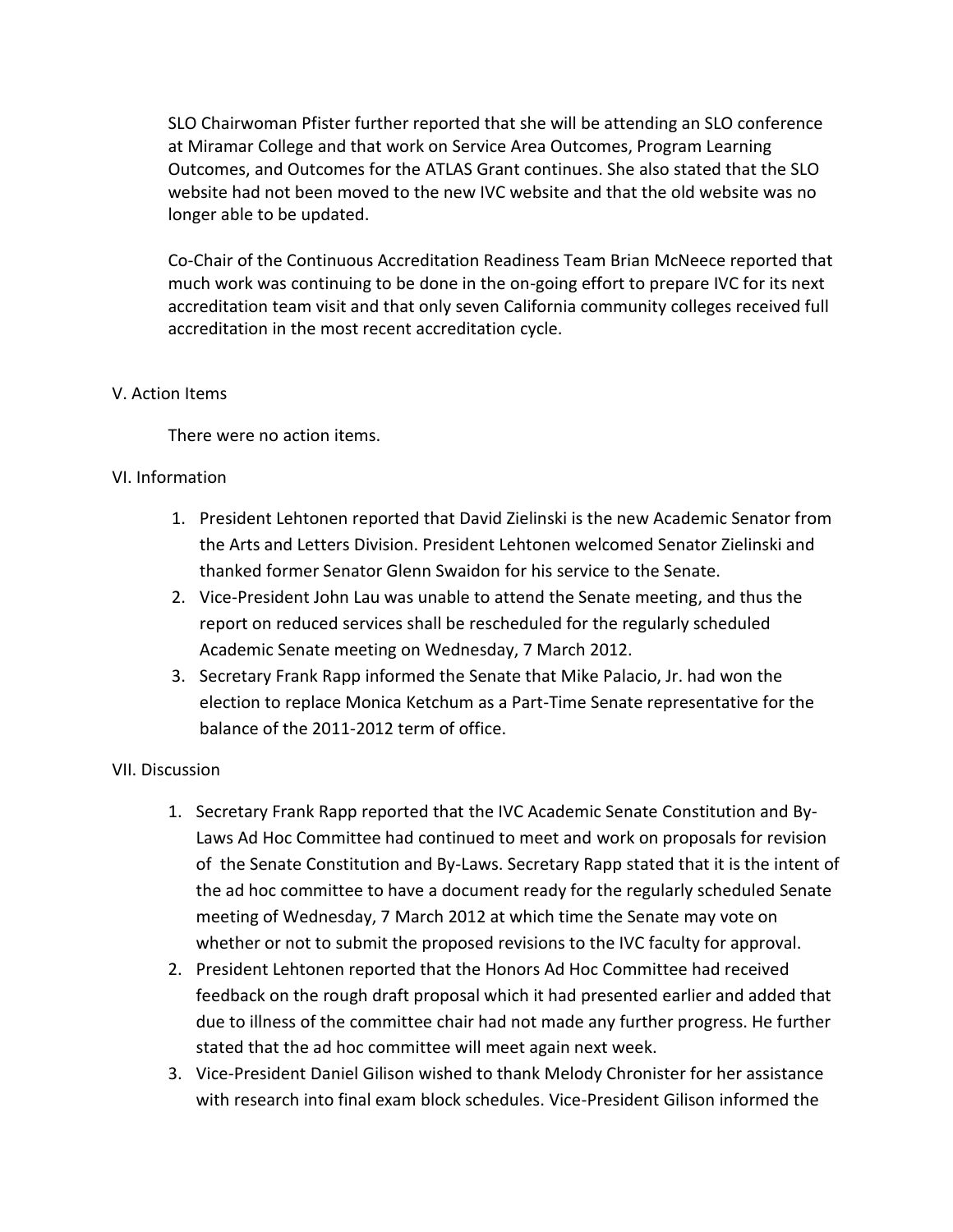SLO Chairwoman Pfister further reported that she will be attending an SLO conference at Miramar College and that work on Service Area Outcomes, Program Learning Outcomes, and Outcomes for the ATLAS Grant continues. She also stated that the SLO website had not been moved to the new IVC website and that the old website was no longer able to be updated.

Co-Chair of the Continuous Accreditation Readiness Team Brian McNeece reported that much work was continuing to be done in the on-going effort to prepare IVC for its next accreditation team visit and that only seven California community colleges received full accreditation in the most recent accreditation cycle.

V. Action Items

There were no action items.

VI. Information

1. President Lehtonen reported that David Zielinski is the new Academic Senator from the Arts and Letters Division. President Lehtonen welcomed Senator Zielinski and thanked former Senator Glenn Swaidon for his service to the Senate.
2. Vice-President John Lau was unable to attend the Senate meeting, and thus the report on reduced services shall be rescheduled for the regularly scheduled Academic Senate meeting on Wednesday, 7 March 2012.
3. Secretary Frank Rapp informed the Senate that Mike Palacio, Jr. had won the election to replace Monica Ketchum as a Part-Time Senate representative for the balance of the 2011-2012 term of office.

VII. Discussion

1. Secretary Frank Rapp reported that the IVC Academic Senate Constitution and By-Laws Ad Hoc Committee had continued to meet and work on proposals for revision of the Senate Constitution and By-Laws. Secretary Rapp stated that it is the intent of the ad hoc committee to have a document ready for the regularly scheduled Senate meeting of Wednesday, 7 March 2012 at which time the Senate may vote on whether or not to submit the proposed revisions to the IVC faculty for approval.
2. President Lehtonen reported that the Honors Ad Hoc Committee had received feedback on the rough draft proposal which it had presented earlier and added that due to illness of the committee chair had not made any further progress. He further stated that the ad hoc committee will meet again next week.
3. Vice-President Daniel Gilison wished to thank Melody Chronister for her assistance with research into final exam block schedules. Vice-President Gilison informed the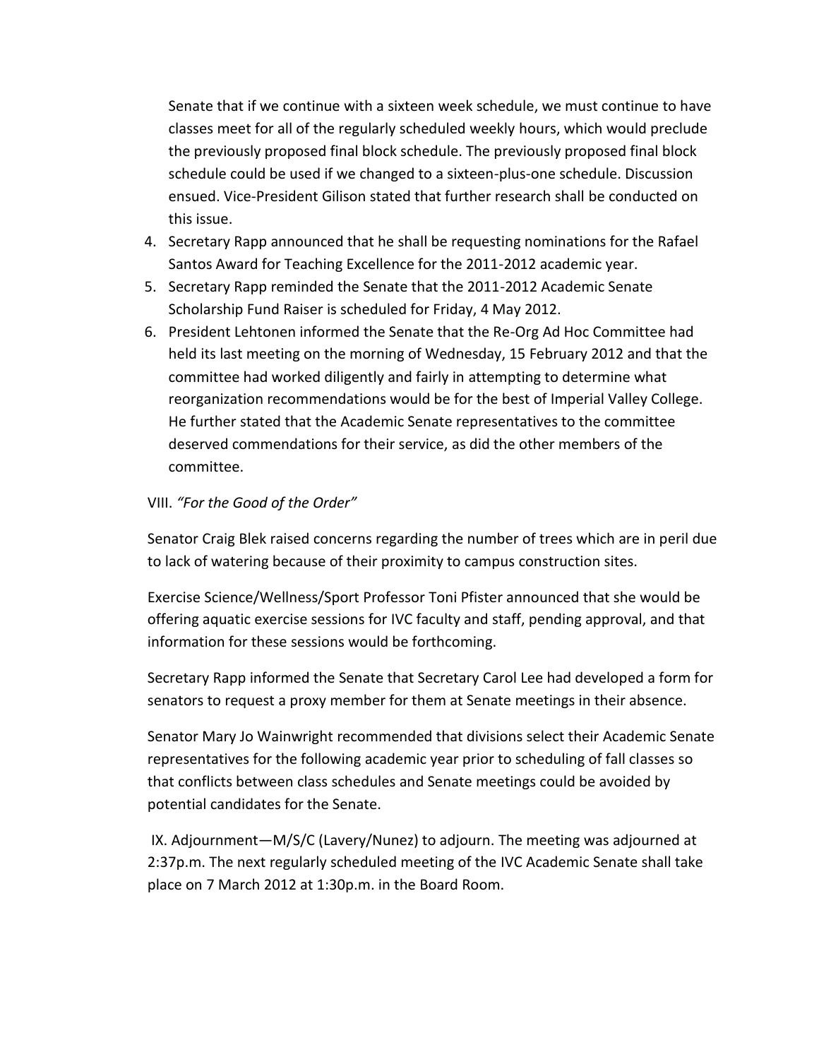Senate that if we continue with a sixteen week schedule, we must continue to have classes meet for all of the regularly scheduled weekly hours, which would preclude the previously proposed final block schedule. The previously proposed final block schedule could be used if we changed to a sixteen-plus-one schedule. Discussion ensued. Vice-President Gilison stated that further research shall be conducted on this issue.

4. Secretary Rapp announced that he shall be requesting nominations for the Rafael Santos Award for Teaching Excellence for the 2011-2012 academic year.
5. Secretary Rapp reminded the Senate that the 2011-2012 Academic Senate Scholarship Fund Raiser is scheduled for Friday, 4 May 2012.
6. President Lehtonen informed the Senate that the Re-Org Ad Hoc Committee had held its last meeting on the morning of Wednesday, 15 February 2012 and that the committee had worked diligently and fairly in attempting to determine what reorganization recommendations would be for the best of Imperial Valley College. He further stated that the Academic Senate representatives to the committee deserved commendations for their service, as did the other members of the committee.

VIII. *"For the Good of the Order"*

Senator Craig Blek raised concerns regarding the number of trees which are in peril due to lack of watering because of their proximity to campus construction sites.

Exercise Science/Wellness/Sport Professor Toni Pfister announced that she would be offering aquatic exercise sessions for IVC faculty and staff, pending approval, and that information for these sessions would be forthcoming.

Secretary Rapp informed the Senate that Secretary Carol Lee had developed a form for senators to request a proxy member for them at Senate meetings in their absence.

Senator Mary Jo Wainwright recommended that divisions select their Academic Senate representatives for the following academic year prior to scheduling of fall classes so that conflicts between class schedules and Senate meetings could be avoided by potential candidates for the Senate.

IX. Adjournment—M/S/C (Lavery/Nunez) to adjourn. The meeting was adjourned at 2:37p.m. The next regularly scheduled meeting of the IVC Academic Senate shall take place on 7 March 2012 at 1:30p.m. in the Board Room.